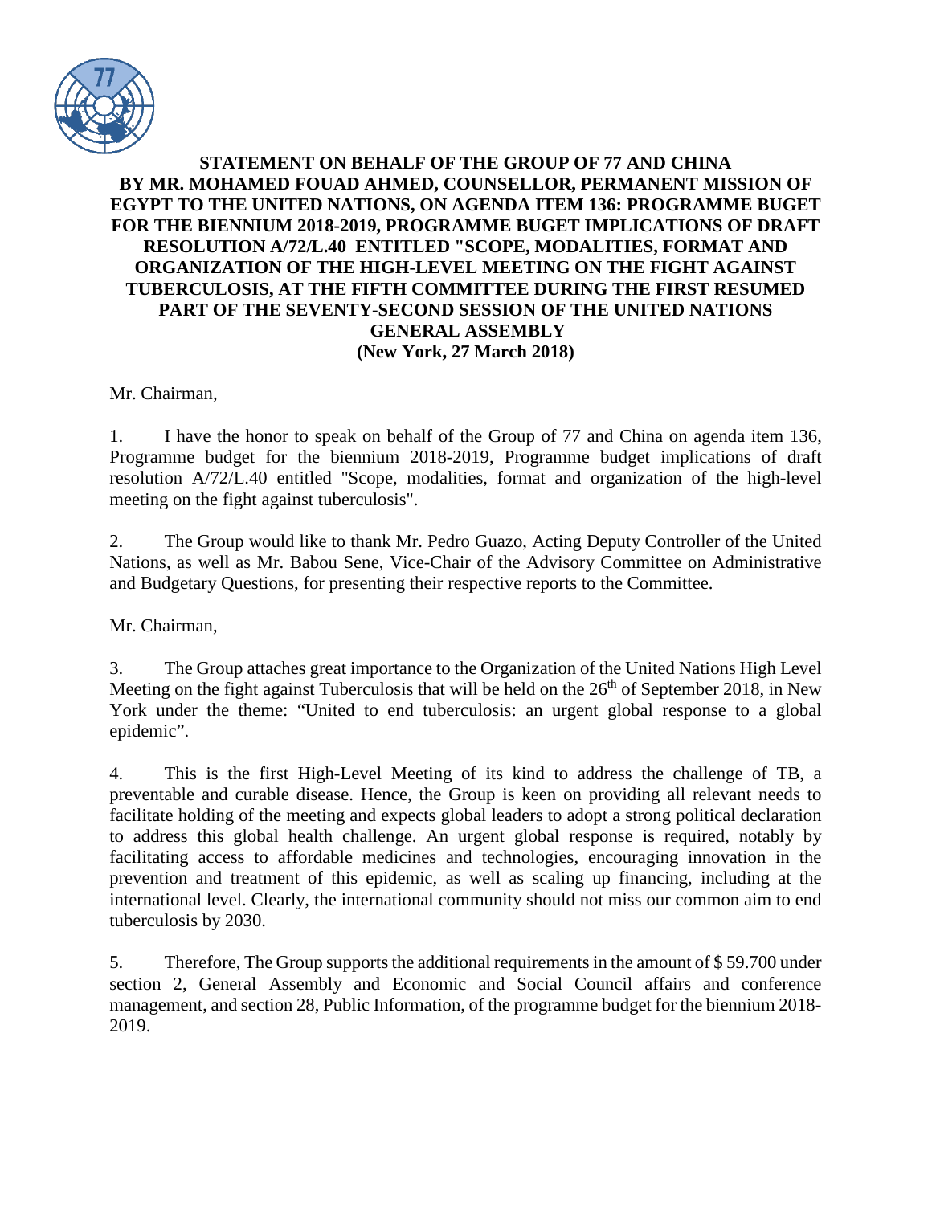**STATEMENT ON BEHALF OF THE GROUP OF 77 AND CHINA BY MR. MOHAMED FOUAD AHMED, COUNSELLOR, PERMANENT MISSION OF EGYPT TO THE UNITED NATIONS, ON AGENDA ITEM 136: PROGRAMME BUGET FOR THE BIENNIUM 2018-2019, PROGRAMME BUGET IMPLICATIONS OF DRAFT RESOLUTION A/72/L.40 ENTITLED "SCOPE, MODALITIES, FORMAT AND ORGANIZATION OF THE HIGH-LEVEL MEETING ON THE FIGHT AGAINST TUBERCULOSIS, AT THE FIFTH COMMITTEE DURING THE FIRST RESUMED PART OF THE SEVENTY-SECOND SESSION OF THE UNITED NATIONS GENERAL ASSEMBLY**
**(New York, 27 March 2018)**

Mr. Chairman,

1. I have the honor to speak on behalf of the Group of 77 and China on agenda item 136, Programme budget for the biennium 2018-2019, Programme budget implications of draft resolution A/72/L.40 entitled "Scope, modalities, format and organization of the high-level meeting on the fight against tuberculosis".

2. The Group would like to thank Mr. Pedro Guazo, Acting Deputy Controller of the United Nations, as well as Mr. Babou Sene, Vice-Chair of the Advisory Committee on Administrative and Budgetary Questions, for presenting their respective reports to the Committee.

Mr. Chairman,

3. The Group attaches great importance to the Organization of the United Nations High Level Meeting on the fight against Tuberculosis that will be held on the 26th of September 2018, in New York under the theme: "United to end tuberculosis: an urgent global response to a global epidemic".

4. This is the first High-Level Meeting of its kind to address the challenge of TB, a preventable and curable disease. Hence, the Group is keen on providing all relevant needs to facilitate holding of the meeting and expects global leaders to adopt a strong political declaration to address this global health challenge. An urgent global response is required, notably by facilitating access to affordable medicines and technologies, encouraging innovation in the prevention and treatment of this epidemic, as well as scaling up financing, including at the international level. Clearly, the international community should not miss our common aim to end tuberculosis by 2030.

5. Therefore, The Group supports the additional requirements in the amount of $ 59.700 under section 2, General Assembly and Economic and Social Council affairs and conference management, and section 28, Public Information, of the programme budget for the biennium 2018-2019.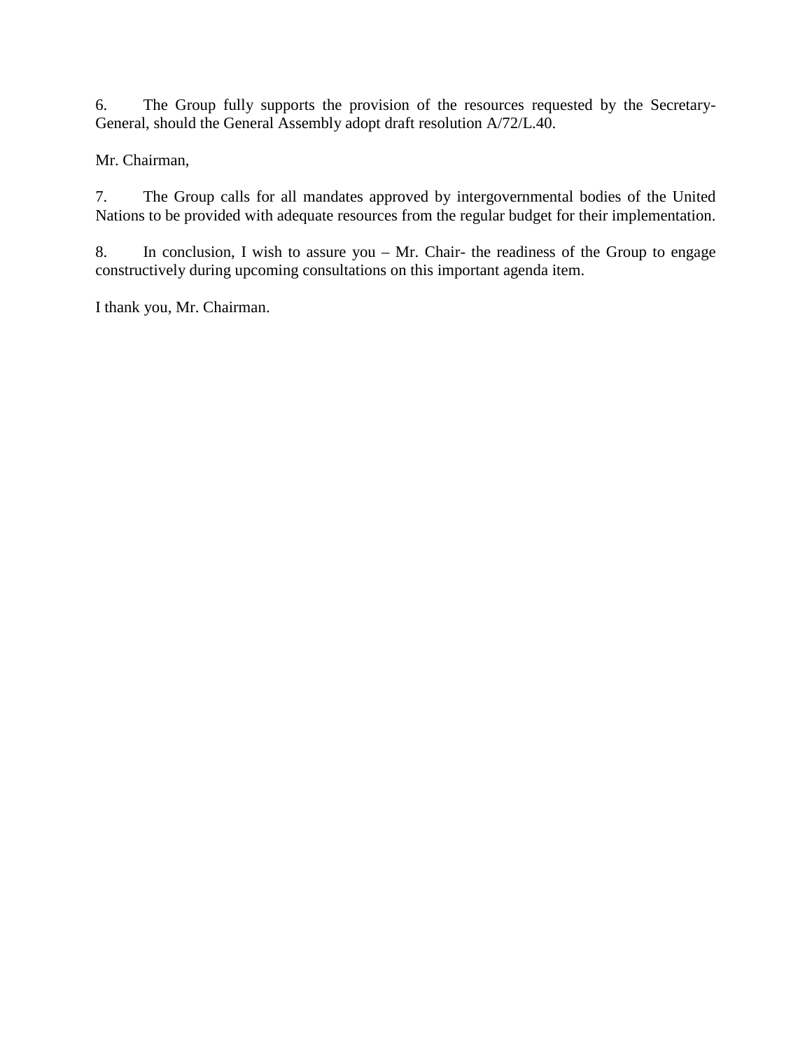6. The Group fully supports the provision of the resources requested by the Secretary-General, should the General Assembly adopt draft resolution A/72/L.40.

Mr. Chairman,

7. The Group calls for all mandates approved by intergovernmental bodies of the United Nations to be provided with adequate resources from the regular budget for their implementation.

8. In conclusion, I wish to assure you – Mr. Chair- the readiness of the Group to engage constructively during upcoming consultations on this important agenda item.

I thank you, Mr. Chairman.